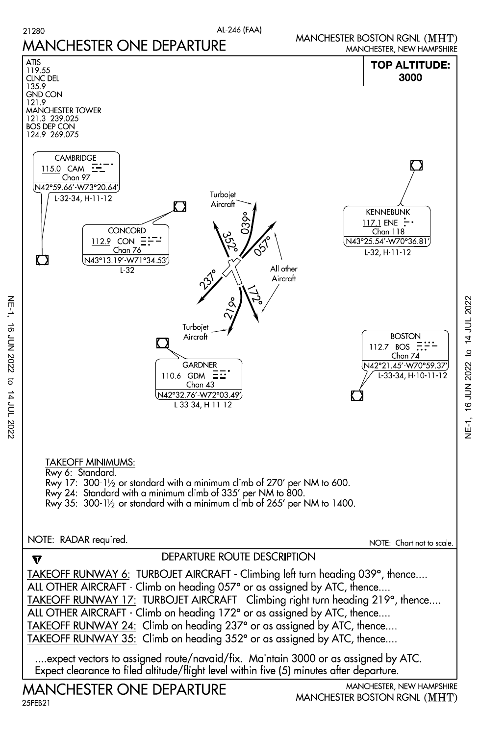21280

AL-246 (FAA)

# MANCHESTER ONE DEPARTURE

MANCHESTER BOSTON RGNL (MHT)
MANCHESTER, NEW HAMPSHIRE

ATIS
119.55
CLNC DEL
135.9
GND CON
121.9
MANCHESTER TOWER
121.3 239.025
BOS DEP CON
124.9 269.075

**TOP ALTITUDE: 3000**

CAMBRIDGE
115.0 CAM
Chan 97
N42°59.66'-W73°20.64'
L-32-34, H-11-12

CONCORD
112.9 CON
Chan 76
N43°13.19'-W71°34.53'
L-32

KENNEBUNK
117.1 ENE
Chan 118
N43°25.54'-W70°36.81'
L-32, H-11-12

BOSTON
112.7 BOS
Chan 74
N42°21.45'-W70°59.37'
L-33-34, H-10-11-12

GARDNER
110.6 GDM
Chan 43
N42°32.76'-W72°03.49'
L-33-34, H-11-12

Turbojet Aircraft 039°
All other Aircraft 057°
352°
237°
Turbojet Aircraft 219°
All other Aircraft 172°

TAKEOFF MINIMUMS:
Rwy 6: Standard.
Rwy 17: 300-1½ or standard with a minimum climb of 270' per NM to 600.
Rwy 24: Standard with a minimum climb of 335' per NM to 800.
Rwy 35: 300-1½ or standard with a minimum climb of 265' per NM to 1400.

NOTE: RADAR required.

NOTE: Chart not to scale.

## DEPARTURE ROUTE DESCRIPTION

TAKEOFF RUNWAY 6: TURBOJET AIRCRAFT - Climbing left turn heading 039°, thence....
ALL OTHER AIRCRAFT - Climb on heading 057° or as assigned by ATC, thence....
TAKEOFF RUNWAY 17: TURBOJET AIRCRAFT - Climbing right turn heading 219°, thence....
ALL OTHER AIRCRAFT - Climb on heading 172° or as assigned by ATC, thence....
TAKEOFF RUNWAY 24: Climb on heading 237° or as assigned by ATC, thence....
TAKEOFF RUNWAY 35: Climb on heading 352° or as assigned by ATC, thence....

....expect vectors to assigned route/navaid/fix. Maintain 3000 or as assigned by ATC. Expect clearance to filed altitude/flight level within five (5) minutes after departure.

# MANCHESTER ONE DEPARTURE

MANCHESTER, NEW HAMPSHIRE
MANCHESTER BOSTON RGNL (MHT)

25FEB21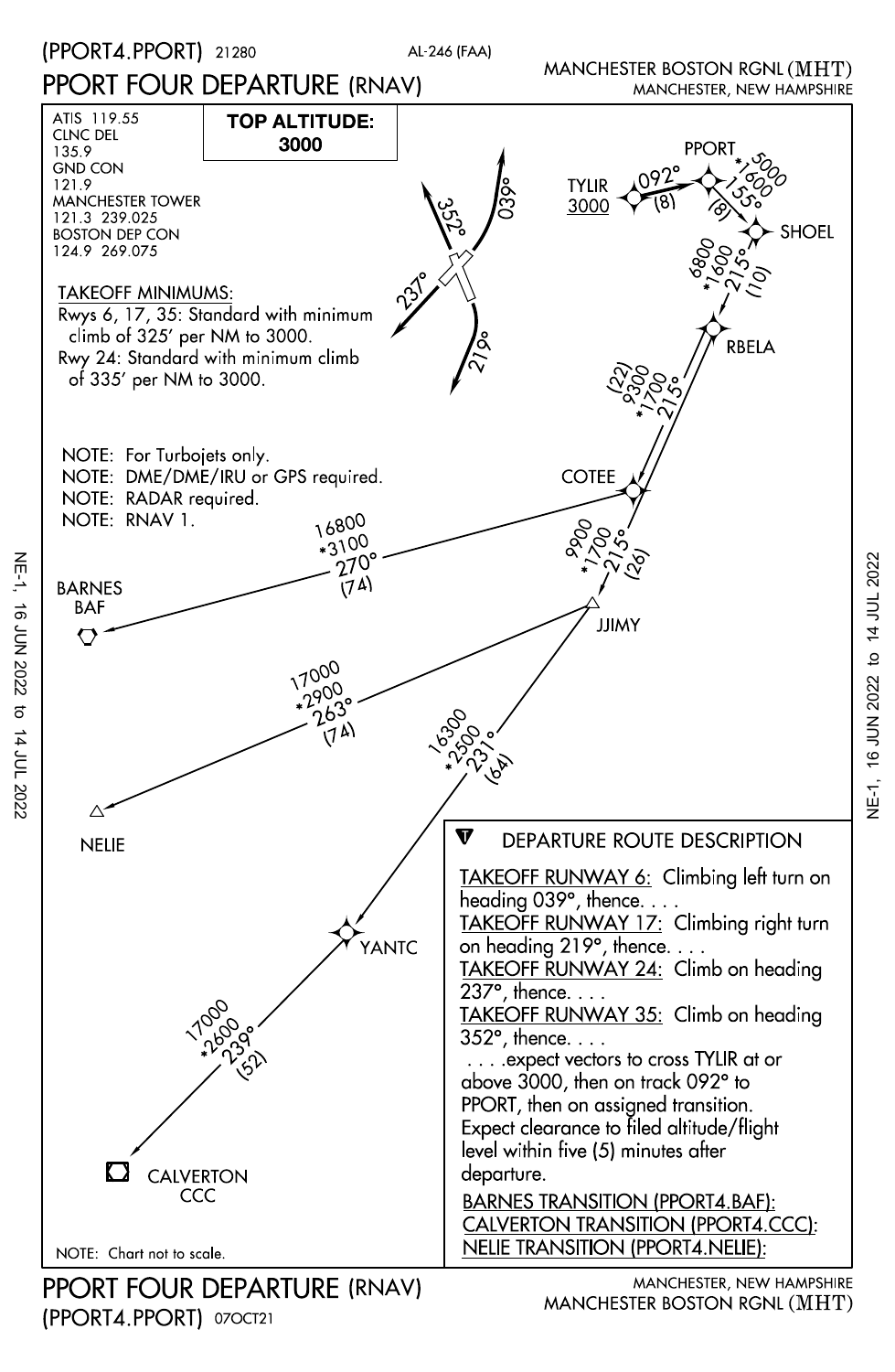(PPORT4.PPORT) 21280

AL-246 (FAA)

# PPORT FOUR DEPARTURE (RNAV)

MANCHESTER BOSTON RGNL (MHT)
MANCHESTER, NEW HAMPSHIRE

ATIS 119.55
CLNC DEL
135.9
GND CON
121.9
MANCHESTER TOWER
121.3 239.025
BOSTON DEP CON
124.9 269.075

**TOP ALTITUDE:**
**3000**

TAKEOFF MINIMUMS:
Rwys 6, 17, 35: Standard with minimum climb of 325' per NM to 3000.
Rwy 24: Standard with minimum climb of 335' per NM to 3000.

NOTE: For Turbojets only.
NOTE: DME/DME/IRU or GPS required.
NOTE: RADAR required.
NOTE: RNAV 1.

352°
039°
237°
219°

TYLIR
3000
092°
(8)
PPORT
5000
*1600
155°
(8)
SHOEL
6800
*1600
215°
(10)
RBELA
(22)
9300
*1700
215°
COTEE
9900
*1700
215°
(26)
JJIMY
16800
*3100
270°
(74)
BARNES
BAF
17000
*2900
263°
(74)
NELIE
16300
*2500
231°
(64)
YANTC
17000
*2600
239°
(52)
CALVERTON
CCC

NOTE: Chart not to scale.

## DEPARTURE ROUTE DESCRIPTION

TAKEOFF RUNWAY 6: Climbing left turn on heading 039°, thence. . . .
TAKEOFF RUNWAY 17: Climbing right turn on heading 219°, thence. . . .
TAKEOFF RUNWAY 24: Climb on heading 237°, thence. . . .
TAKEOFF RUNWAY 35: Climb on heading 352°, thence. . . .
. . . .expect vectors to cross TYLIR at or above 3000, then on track 092° to PPORT, then on assigned transition. Expect clearance to filed altitude/flight level within five (5) minutes after departure.

BARNES TRANSITION (PPORT4.BAF):
CALVERTON TRANSITION (PPORT4.CCC):
NELIE TRANSITION (PPORT4.NELIE):

NE-1, 16 JUN 2022 to 14 JUL 2022

# PPORT FOUR DEPARTURE (RNAV)

(PPORT4.PPORT) 07OCT21

MANCHESTER, NEW HAMPSHIRE
MANCHESTER BOSTON RGNL (MHT)